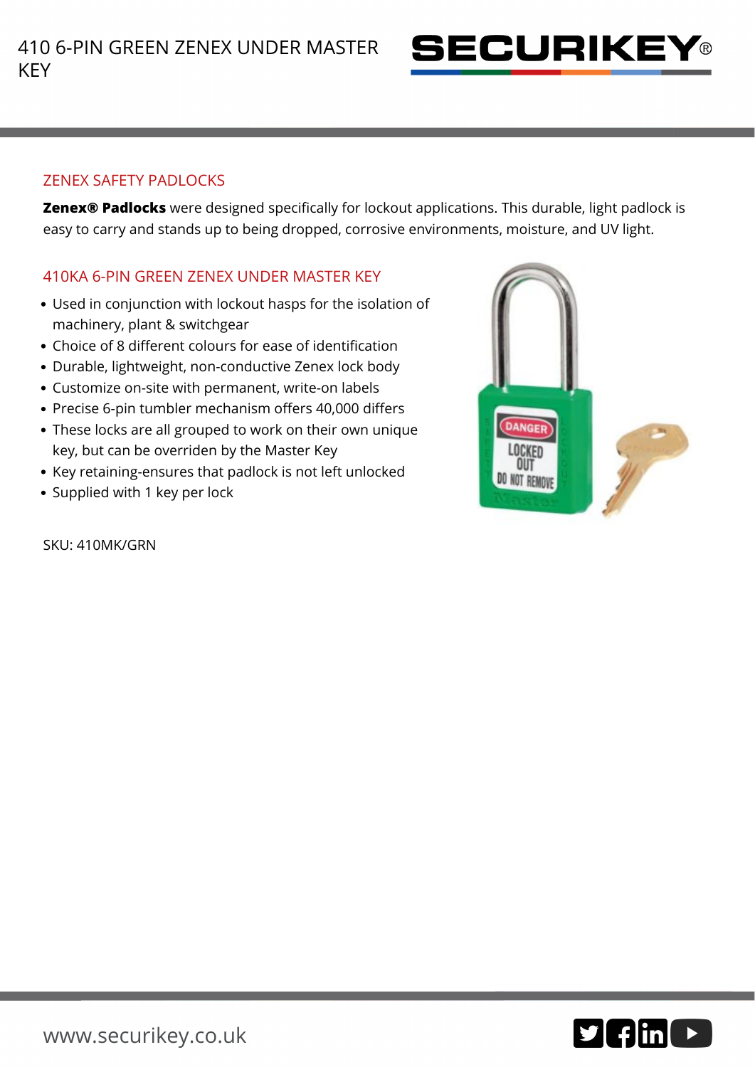# 410 6-PIN GREEN ZENEX UNDER MASTER KEY

## ZENEX SAFETY PADLOCKS

**Zenex® Padlocks** were designed specifically for lockout applications. This durable, light padlock is easy to carry and stands up to being dropped, corrosive environments, moisture, and UV light.

## 410KA 6-PIN GREEN ZENEX UNDER MASTER KEY

- Used in conjunction with lockout hasps for the isolation of machinery, plant & switchgear
- Choice of 8 different colours for ease of identification
- Durable, lightweight, non-conductive Zenex lock body
- Customize on-site with permanent, write-on labels
- Precise 6-pin tumbler mechanism offers 40,000 differs
- These locks are all grouped to work on their own unique key, but can be overriden by the Master Key
- Key retaining-ensures that padlock is not left unlocked
- Supplied with 1 key per lock

SKU: 410MK/GRN

www.securikey.co.uk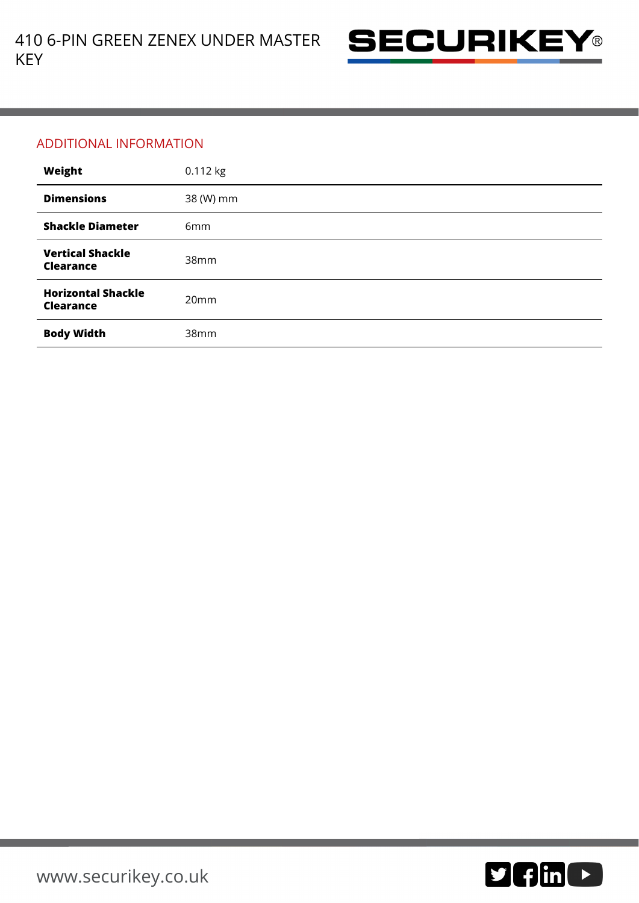## ADDITIONAL INFORMATION

| | |
|---|---|
| **Weight** | 0.112 kg |
| **Dimensions** | 38 (W) mm |
| **Shackle Diameter** | 6mm |
| **Vertical Shackle Clearance** | 38mm |
| **Horizontal Shackle Clearance** | 20mm |
| **Body Width** | 38mm |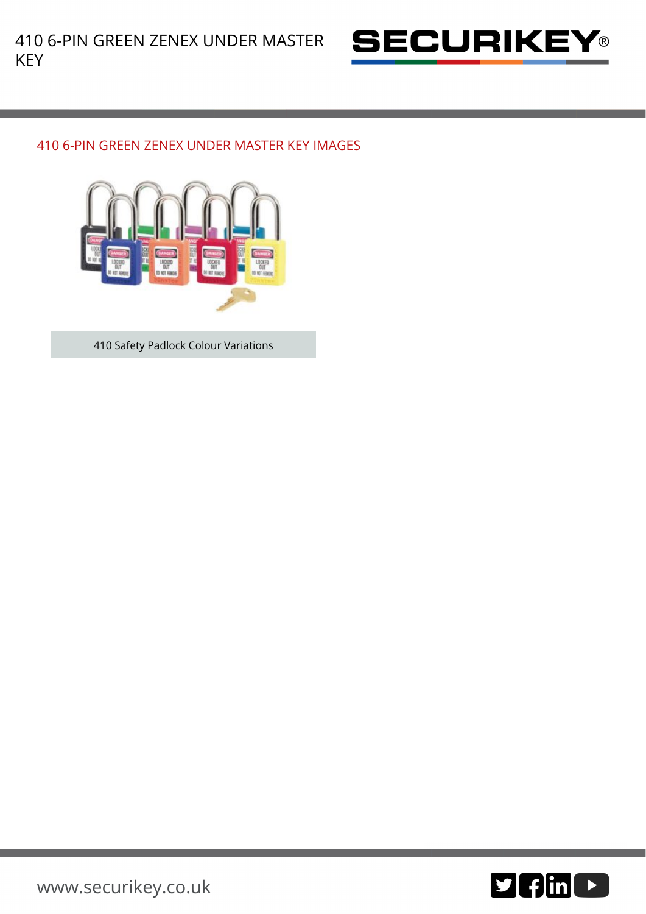## 410 6-PIN GREEN ZENEX UNDER MASTER KEY IMAGES

410 Safety Padlock Colour Variations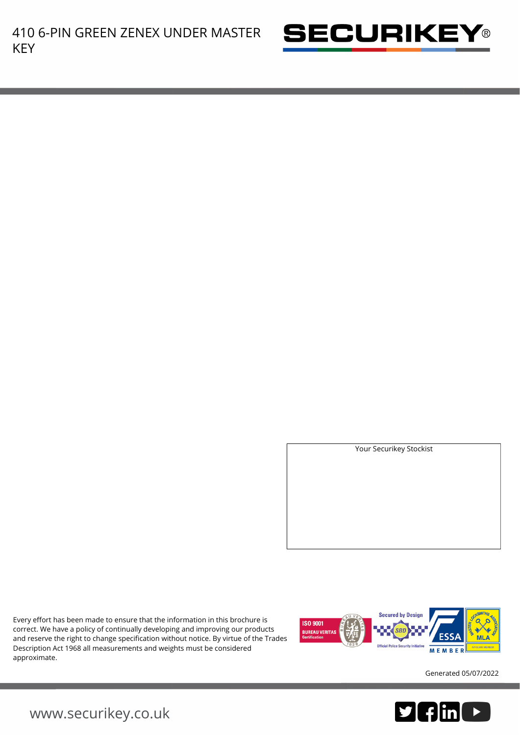# 410 6-PIN GREEN ZENEX UNDER MASTER KEY

Your Securikey Stockist

Every effort has been made to ensure that the information in this brochure is correct. We have a policy of continually developing and improving our products and reserve the right to change specification without notice. By virtue of the Trades Description Act 1968 all measurements and weights must be considered approximate.

Generated 05/07/2022

www.securikey.co.uk